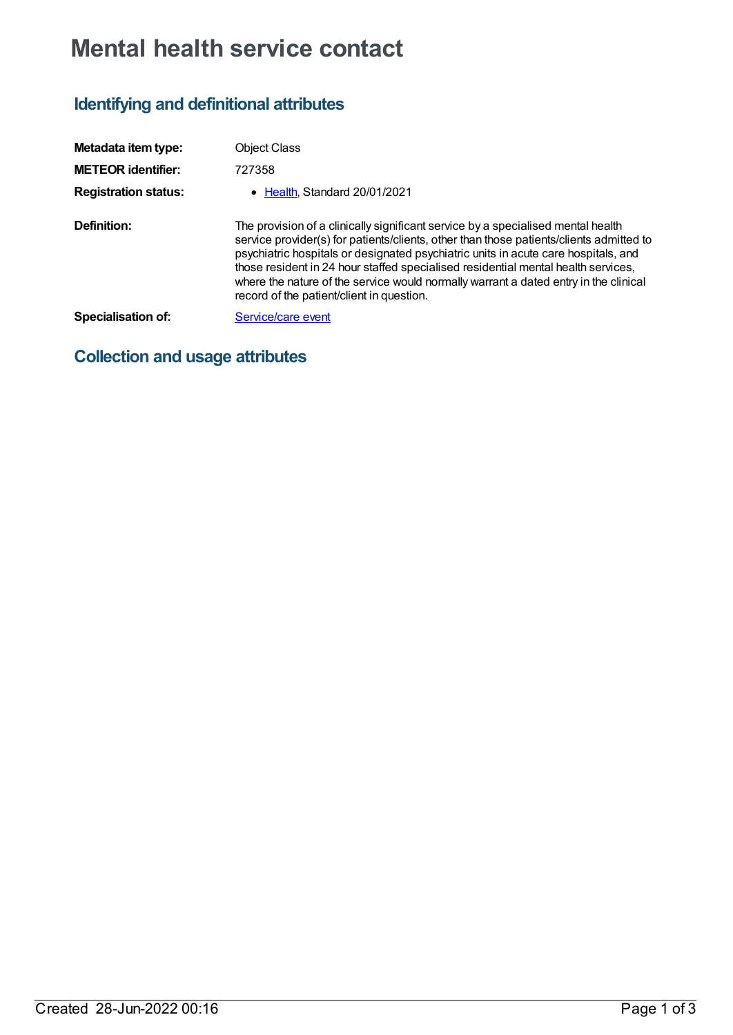# Mental health service contact

## Identifying and definitional attributes

| | |
|---|---|
| **Metadata item type:** | Object Class |
| **METEOR identifier:** | 727358 |
| **Registration status:** | • Health, Standard 20/01/2021 |
| **Definition:** | The provision of a clinically significant service by a specialised mental health service provider(s) for patients/clients, other than those patients/clients admitted to psychiatric hospitals or designated psychiatric units in acute care hospitals, and those resident in 24 hour staffed specialised residential mental health services, where the nature of the service would normally warrant a dated entry in the clinical record of the patient/client in question. |
| **Specialisation of:** | Service/care event |

## Collection and usage attributes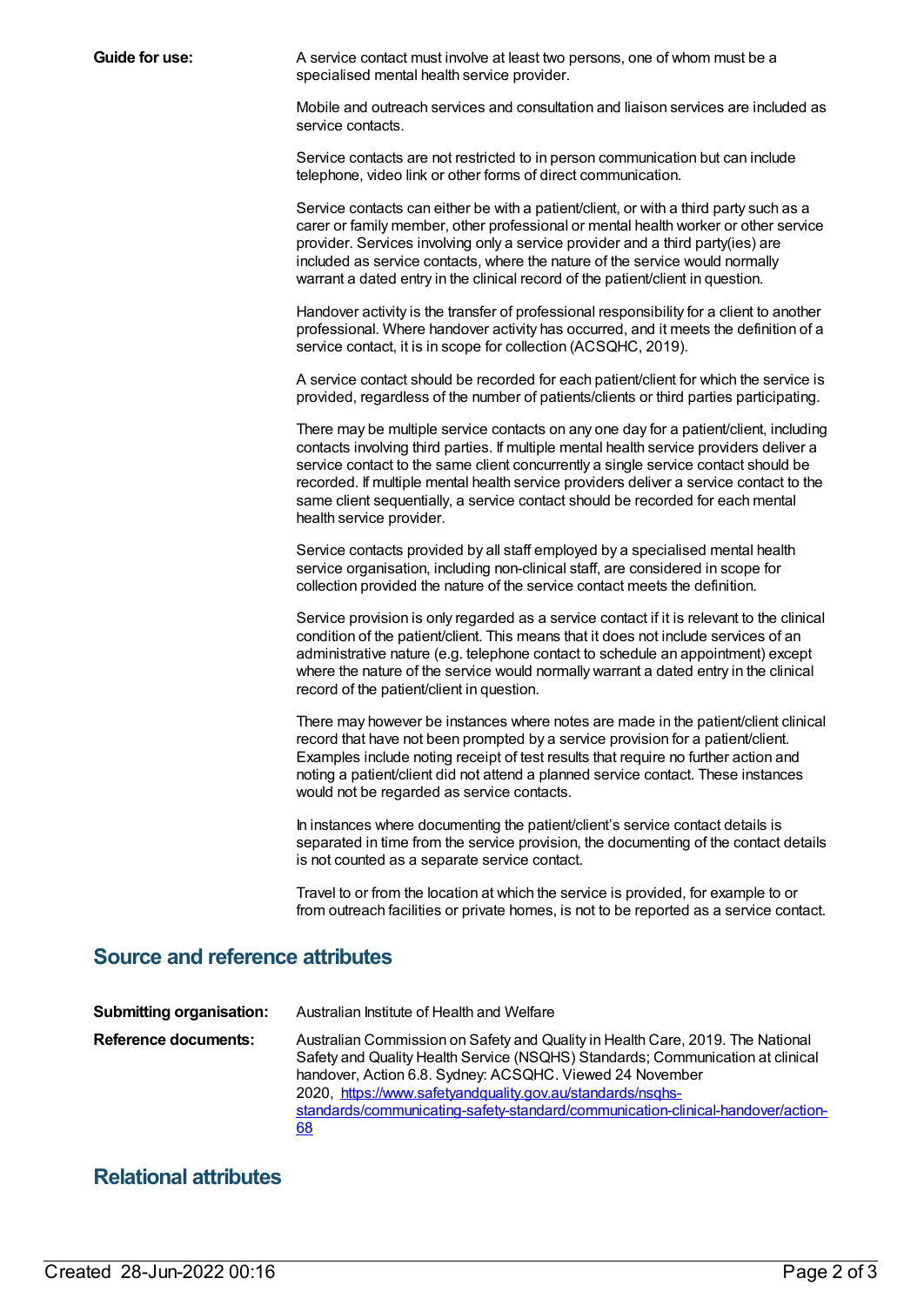**Guide for use:**

A service contact must involve at least two persons, one of whom must be a specialised mental health service provider.

Mobile and outreach services and consultation and liaison services are included as service contacts.

Service contacts are not restricted to in person communication but can include telephone, video link or other forms of direct communication.

Service contacts can either be with a patient/client, or with a third party such as a carer or family member, other professional or mental health worker or other service provider. Services involving only a service provider and a third party(ies) are included as service contacts, where the nature of the service would normally warrant a dated entry in the clinical record of the patient/client in question.

Handover activity is the transfer of professional responsibility for a client to another professional. Where handover activity has occurred, and it meets the definition of a service contact, it is in scope for collection (ACSQHC, 2019).

A service contact should be recorded for each patient/client for which the service is provided, regardless of the number of patients/clients or third parties participating.

There may be multiple service contacts on any one day for a patient/client, including contacts involving third parties. If multiple mental health service providers deliver a service contact to the same client concurrently a single service contact should be recorded. If multiple mental health service providers deliver a service contact to the same client sequentially, a service contact should be recorded for each mental health service provider.

Service contacts provided by all staff employed by a specialised mental health service organisation, including non-clinical staff, are considered in scope for collection provided the nature of the service contact meets the definition.

Service provision is only regarded as a service contact if it is relevant to the clinical condition of the patient/client. This means that it does not include services of an administrative nature (e.g. telephone contact to schedule an appointment) except where the nature of the service would normally warrant a dated entry in the clinical record of the patient/client in question.

There may however be instances where notes are made in the patient/client clinical record that have not been prompted by a service provision for a patient/client. Examples include noting receipt of test results that require no further action and noting a patient/client did not attend a planned service contact. These instances would not be regarded as service contacts.

In instances where documenting the patient/client's service contact details is separated in time from the service provision, the documenting of the contact details is not counted as a separate service contact.

Travel to or from the location at which the service is provided, for example to or from outreach facilities or private homes, is not to be reported as a service contact.

## Source and reference attributes

**Submitting organisation:** Australian Institute of Health and Welfare

**Reference documents:** Australian Commission on Safety and Quality in Health Care, 2019. The National Safety and Quality Health Service (NSQHS) Standards; Communication at clinical handover, Action 6.8. Sydney: ACSQHC. Viewed 24 November 2020, https://www.safetyandquality.gov.au/standards/nsqhs-standards/communicating-safety-standard/communication-clinical-handover/action-68

## Relational attributes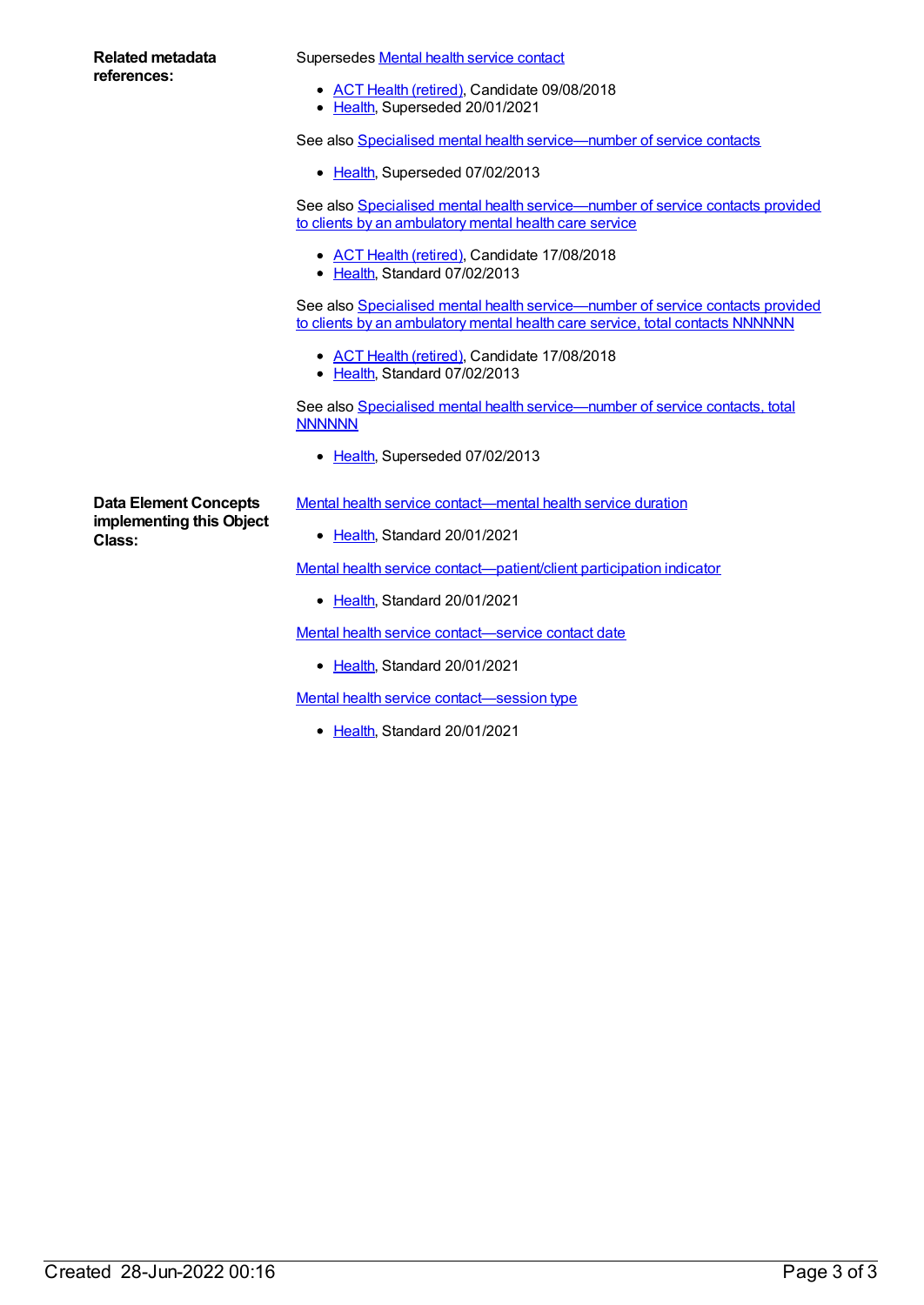**Related metadata references:**

Supersedes Mental health service contact

- ACT Health (retired), Candidate 09/08/2018
- Health, Superseded 20/01/2021

See also Specialised mental health service—number of service contacts

- Health, Superseded 07/02/2013

See also Specialised mental health service—number of service contacts provided to clients by an ambulatory mental health care service

- ACT Health (retired), Candidate 17/08/2018
- Health, Standard 07/02/2013

See also Specialised mental health service—number of service contacts provided to clients by an ambulatory mental health care service, total contacts NNNNNN

- ACT Health (retired), Candidate 17/08/2018
- Health, Standard 07/02/2013

See also Specialised mental health service—number of service contacts, total NNNNNN

- Health, Superseded 07/02/2013

**Data Element Concepts implementing this Object Class:**

Mental health service contact—mental health service duration

- Health, Standard 20/01/2021

Mental health service contact—patient/client participation indicator

- Health, Standard 20/01/2021

Mental health service contact—service contact date

- Health, Standard 20/01/2021

Mental health service contact—session type

- Health, Standard 20/01/2021